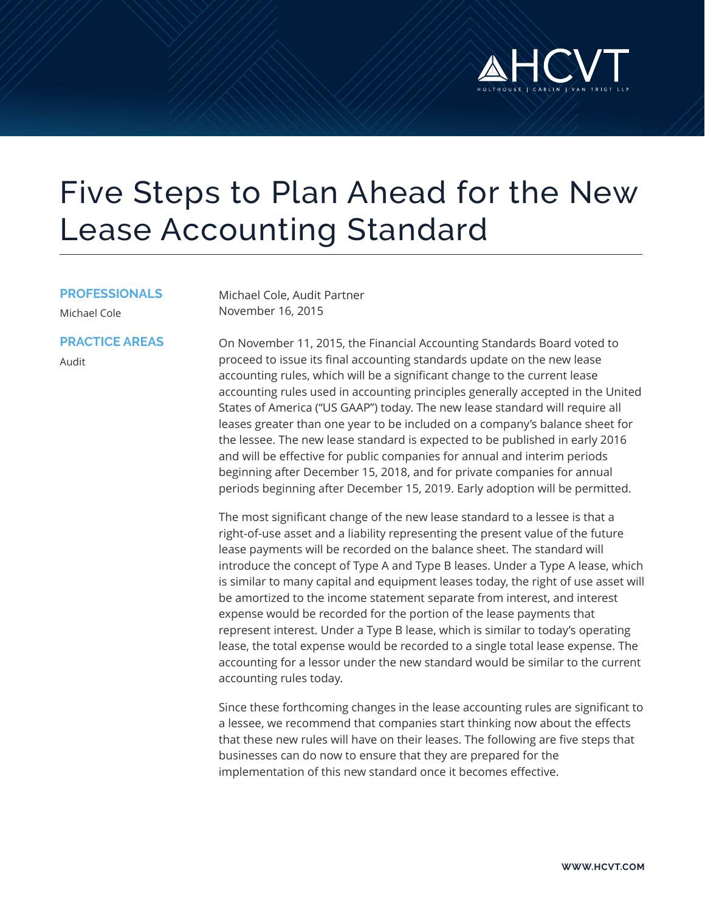# Five Steps to Plan Ahead for the New Lease Accounting Standard

**PROFESSIONALS**

Michael Cole

**PRACTICE AREAS**

Audit

Michael Cole, Audit Partner
November 16, 2015

On November 11, 2015, the Financial Accounting Standards Board voted to proceed to issue its final accounting standards update on the new lease accounting rules, which will be a significant change to the current lease accounting rules used in accounting principles generally accepted in the United States of America ("US GAAP") today. The new lease standard will require all leases greater than one year to be included on a company's balance sheet for the lessee. The new lease standard is expected to be published in early 2016 and will be effective for public companies for annual and interim periods beginning after December 15, 2018, and for private companies for annual periods beginning after December 15, 2019. Early adoption will be permitted.

The most significant change of the new lease standard to a lessee is that a right-of-use asset and a liability representing the present value of the future lease payments will be recorded on the balance sheet. The standard will introduce the concept of Type A and Type B leases. Under a Type A lease, which is similar to many capital and equipment leases today, the right of use asset will be amortized to the income statement separate from interest, and interest expense would be recorded for the portion of the lease payments that represent interest. Under a Type B lease, which is similar to today's operating lease, the total expense would be recorded to a single total lease expense. The accounting for a lessor under the new standard would be similar to the current accounting rules today.

Since these forthcoming changes in the lease accounting rules are significant to a lessee, we recommend that companies start thinking now about the effects that these new rules will have on their leases. The following are five steps that businesses can do now to ensure that they are prepared for the implementation of this new standard once it becomes effective.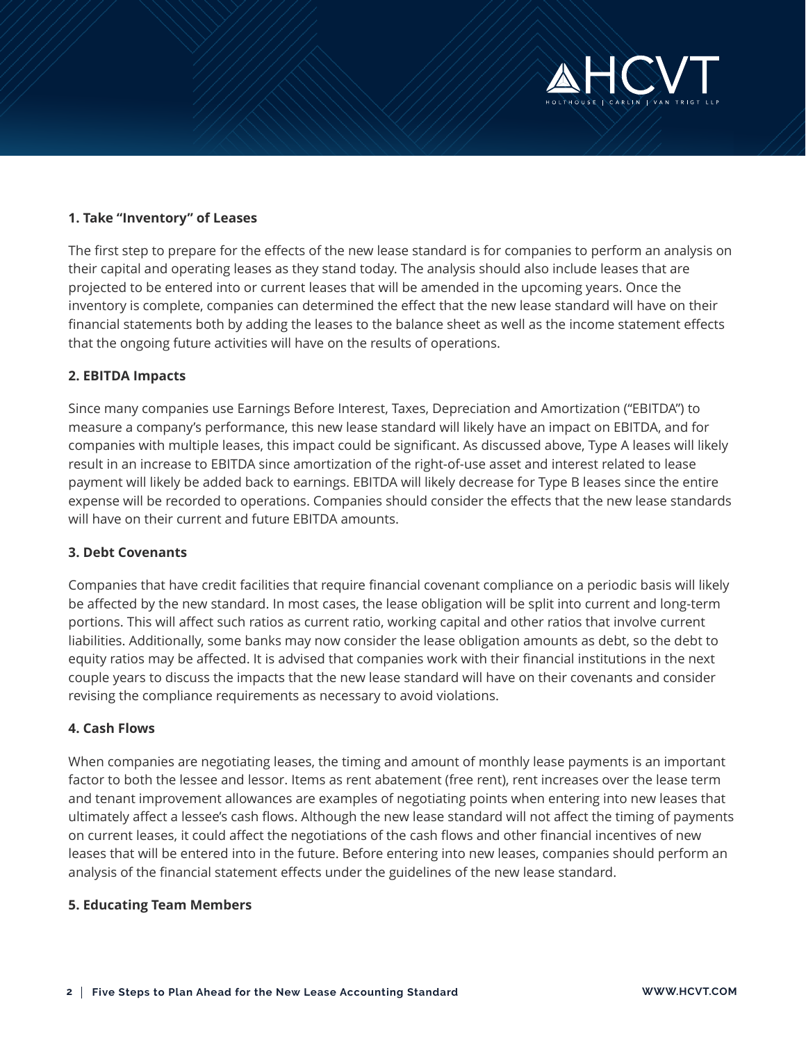**1. Take "Inventory" of Leases**

The first step to prepare for the effects of the new lease standard is for companies to perform an analysis on their capital and operating leases as they stand today. The analysis should also include leases that are projected to be entered into or current leases that will be amended in the upcoming years. Once the inventory is complete, companies can determined the effect that the new lease standard will have on their financial statements both by adding the leases to the balance sheet as well as the income statement effects that the ongoing future activities will have on the results of operations.

**2. EBITDA Impacts**

Since many companies use Earnings Before Interest, Taxes, Depreciation and Amortization ("EBITDA") to measure a company's performance, this new lease standard will likely have an impact on EBITDA, and for companies with multiple leases, this impact could be significant. As discussed above, Type A leases will likely result in an increase to EBITDA since amortization of the right-of-use asset and interest related to lease payment will likely be added back to earnings. EBITDA will likely decrease for Type B leases since the entire expense will be recorded to operations. Companies should consider the effects that the new lease standards will have on their current and future EBITDA amounts.

**3. Debt Covenants**

Companies that have credit facilities that require financial covenant compliance on a periodic basis will likely be affected by the new standard. In most cases, the lease obligation will be split into current and long-term portions. This will affect such ratios as current ratio, working capital and other ratios that involve current liabilities. Additionally, some banks may now consider the lease obligation amounts as debt, so the debt to equity ratios may be affected. It is advised that companies work with their financial institutions in the next couple years to discuss the impacts that the new lease standard will have on their covenants and consider revising the compliance requirements as necessary to avoid violations.

**4. Cash Flows**

When companies are negotiating leases, the timing and amount of monthly lease payments is an important factor to both the lessee and lessor. Items as rent abatement (free rent), rent increases over the lease term and tenant improvement allowances are examples of negotiating points when entering into new leases that ultimately affect a lessee's cash flows. Although the new lease standard will not affect the timing of payments on current leases, it could affect the negotiations of the cash flows and other financial incentives of new leases that will be entered into in the future. Before entering into new leases, companies should perform an analysis of the financial statement effects under the guidelines of the new lease standard.

**5. Educating Team Members**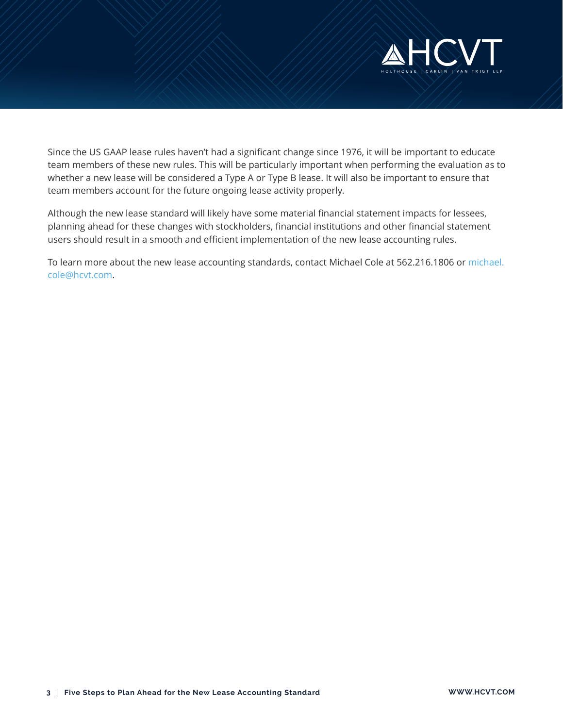Since the US GAAP lease rules haven't had a significant change since 1976, it will be important to educate team members of these new rules. This will be particularly important when performing the evaluation as to whether a new lease will be considered a Type A or Type B lease. It will also be important to ensure that team members account for the future ongoing lease activity properly.

Although the new lease standard will likely have some material financial statement impacts for lessees, planning ahead for these changes with stockholders, financial institutions and other financial statement users should result in a smooth and efficient implementation of the new lease accounting rules.

To learn more about the new lease accounting standards, contact Michael Cole at 562.216.1806 or michael.cole@hcvt.com.